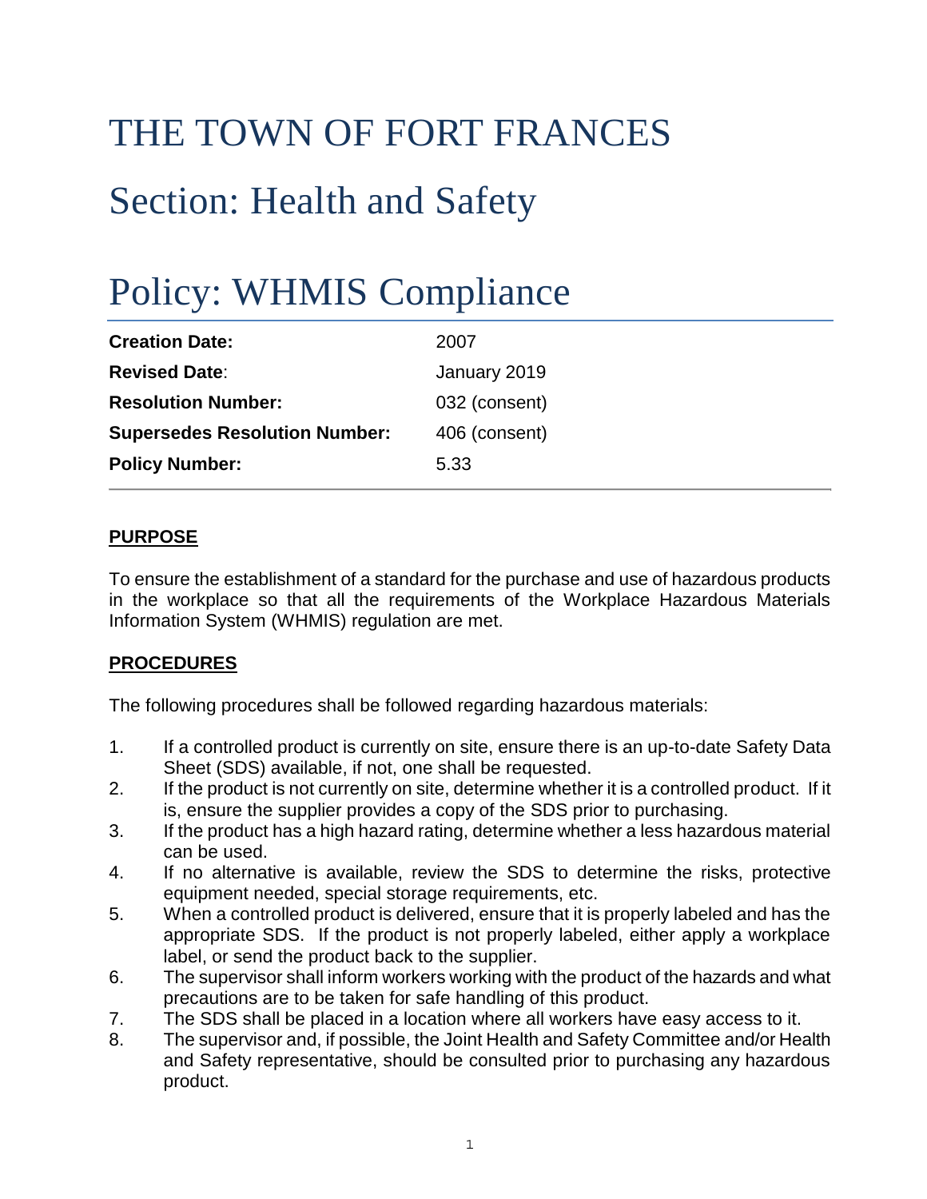# THE TOWN OF FORT FRANCES

# Section: Health and Safety

# Policy: WHMIS Compliance

| | |
|---|---|
| **Creation Date:** | 2007 |
| **Revised Date**: | January 2019 |
| **Resolution Number:** | 032 (consent) |
| **Supersedes Resolution Number:** | 406 (consent) |
| **Policy Number:** | 5.33 |

## PURPOSE

To ensure the establishment of a standard for the purchase and use of hazardous products in the workplace so that all the requirements of the Workplace Hazardous Materials Information System (WHMIS) regulation are met.

## PROCEDURES

The following procedures shall be followed regarding hazardous materials:

1. If a controlled product is currently on site, ensure there is an up-to-date Safety Data Sheet (SDS) available, if not, one shall be requested.
2. If the product is not currently on site, determine whether it is a controlled product. If it is, ensure the supplier provides a copy of the SDS prior to purchasing.
3. If the product has a high hazard rating, determine whether a less hazardous material can be used.
4. If no alternative is available, review the SDS to determine the risks, protective equipment needed, special storage requirements, etc.
5. When a controlled product is delivered, ensure that it is properly labeled and has the appropriate SDS. If the product is not properly labeled, either apply a workplace label, or send the product back to the supplier.
6. The supervisor shall inform workers working with the product of the hazards and what precautions are to be taken for safe handling of this product.
7. The SDS shall be placed in a location where all workers have easy access to it.
8. The supervisor and, if possible, the Joint Health and Safety Committee and/or Health and Safety representative, should be consulted prior to purchasing any hazardous product.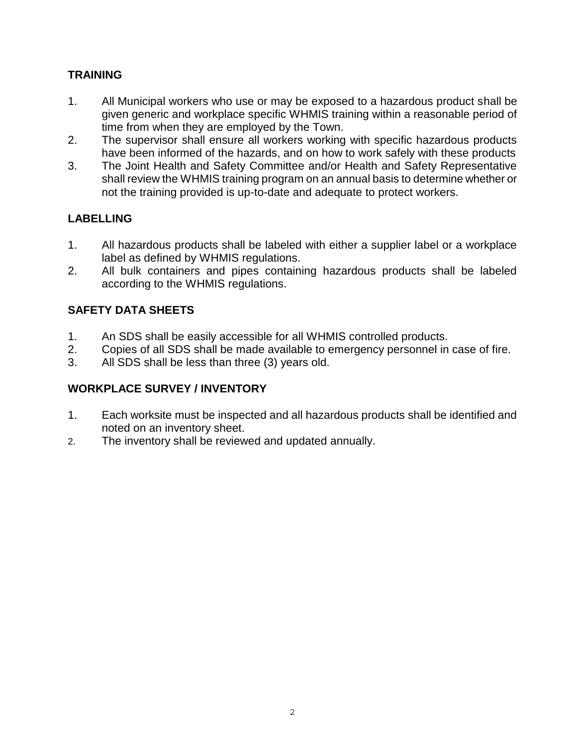## TRAINING

1. All Municipal workers who use or may be exposed to a hazardous product shall be given generic and workplace specific WHMIS training within a reasonable period of time from when they are employed by the Town.
2. The supervisor shall ensure all workers working with specific hazardous products have been informed of the hazards, and on how to work safely with these products
3. The Joint Health and Safety Committee and/or Health and Safety Representative shall review the WHMIS training program on an annual basis to determine whether or not the training provided is up-to-date and adequate to protect workers.

## LABELLING

1. All hazardous products shall be labeled with either a supplier label or a workplace label as defined by WHMIS regulations.
2. All bulk containers and pipes containing hazardous products shall be labeled according to the WHMIS regulations.

## SAFETY DATA SHEETS

1. An SDS shall be easily accessible for all WHMIS controlled products.
2. Copies of all SDS shall be made available to emergency personnel in case of fire.
3. All SDS shall be less than three (3) years old.

## WORKPLACE SURVEY / INVENTORY

1. Each worksite must be inspected and all hazardous products shall be identified and noted on an inventory sheet.
2. The inventory shall be reviewed and updated annually.